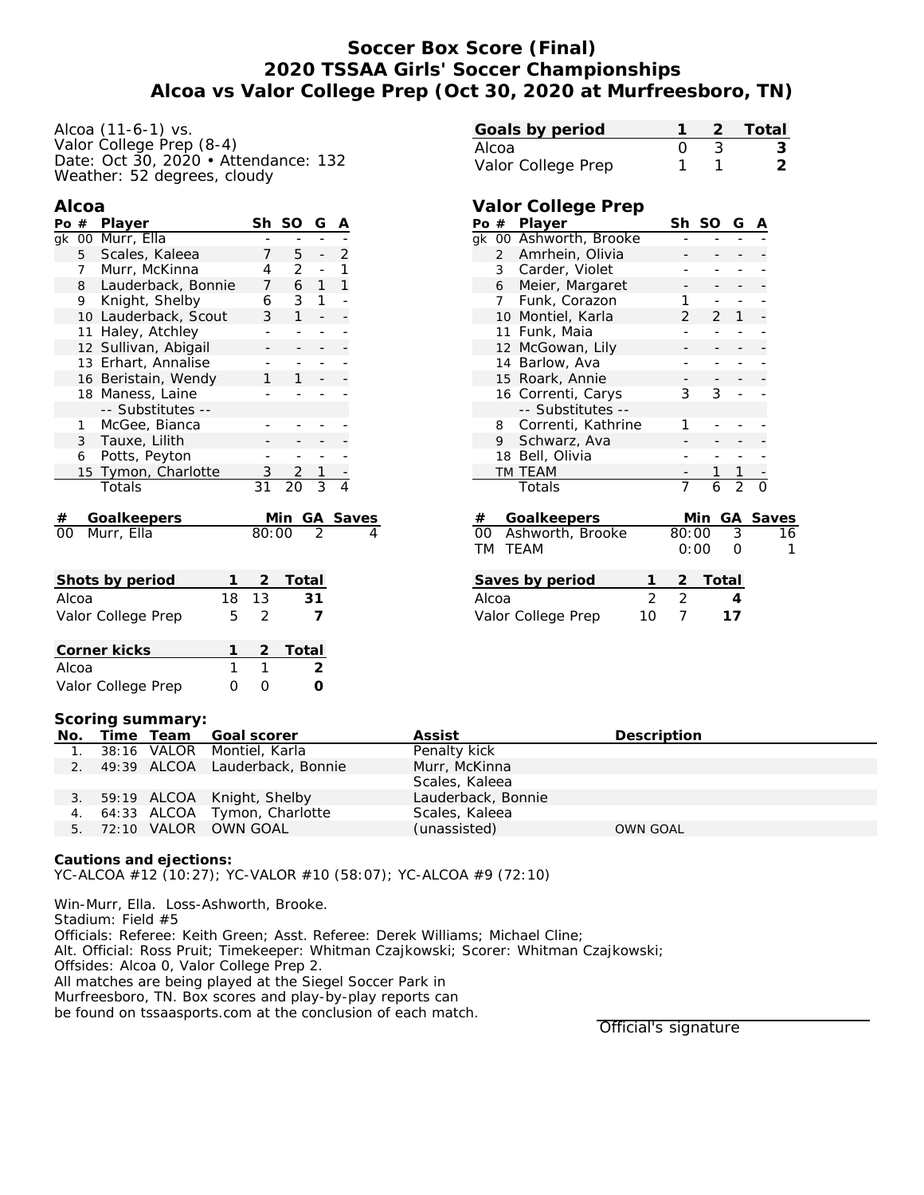# Soccer Box Score (Final)
# 2020 TSSAA Girls' Soccer Championships
# Alcoa vs Valor College Prep (Oct 30, 2020 at Murfreesboro, TN)

Alcoa (11-6-1) vs.
Valor College Prep (8-4)
Date: Oct 30, 2020 • Attendance: 132
Weather: 52 degrees, cloudy

| Goals by period | 1 | 2 | Total |
|---|---|---|---|
| Alcoa | 0 | 3 | 3 |
| Valor College Prep | 1 | 1 | 2 |

## Alcoa

| Po | # | Player | Sh | SO | G | A |
|---|---|---|---|---|---|---|
| gk | 00 | Murr, Ella | - | - | - | - |
| | 5 | Scales, Kaleea | 7 | 5 | - | 2 |
| | 7 | Murr, McKinna | 4 | 2 | - | 1 |
| | 8 | Lauderback, Bonnie | 7 | 6 | 1 | 1 |
| | 9 | Knight, Shelby | 6 | 3 | 1 | - |
| | 10 | Lauderback, Scout | 3 | 1 | - | - |
| | 11 | Haley, Atchley | - | - | - | - |
| | 12 | Sullivan, Abigail | - | - | - | - |
| | 13 | Erhart, Annalise | - | - | - | - |
| | 16 | Beristain, Wendy | 1 | 1 | - | - |
| | 18 | Maness, Laine | - | - | - | - |
| | | -- Substitutes -- | | | | |
| | 1 | McGee, Bianca | - | - | - | - |
| | 3 | Tauxe, Lilith | - | - | - | - |
| | 6 | Potts, Peyton | - | - | - | - |
| | 15 | Tymon, Charlotte | 3 | 2 | 1 | - |
| | | Totals | 31 | 20 | 3 | 4 |

| # | Goalkeepers | Min | GA | Saves |
|---|---|---|---|---|
| 00 | Murr, Ella | 80:00 | 2 | 4 |

## Valor College Prep

| Po | # | Player | Sh | SO | G | A |
|---|---|---|---|---|---|---|
| gk | 00 | Ashworth, Brooke | - | - | - | - |
| | 2 | Amrhein, Olivia | - | - | - | - |
| | 3 | Carder, Violet | - | - | - | - |
| | 6 | Meier, Margaret | - | - | - | - |
| | 7 | Funk, Corazon | 1 | - | - | - |
| | 10 | Montiel, Karla | 2 | 2 | 1 | - |
| | 11 | Funk, Maia | - | - | - | - |
| | 12 | McGowan, Lily | - | - | - | - |
| | 14 | Barlow, Ava | - | - | - | - |
| | 15 | Roark, Annie | - | - | - | - |
| | 16 | Correnti, Carys | 3 | 3 | - | - |
| | | -- Substitutes -- | | | | |
| | 8 | Correnti, Kathrine | 1 | - | - | - |
| | 9 | Schwarz, Ava | - | - | - | - |
| | 18 | Bell, Olivia | - | - | - | - |
| | TM | TEAM | - | 1 | 1 | - |
| | | Totals | 7 | 6 | 2 | 0 |

| # | Goalkeepers | Min | GA | Saves |
|---|---|---|---|---|
| 00 | Ashworth, Brooke | 80:00 | 3 | 16 |
| TM | TEAM | 0:00 | 0 | 1 |

| Shots by period | 1 | 2 | Total |
|---|---|---|---|
| Alcoa | 18 | 13 | 31 |
| Valor College Prep | 5 | 2 | 7 |

| Saves by period | 1 | 2 | Total |
|---|---|---|---|
| Alcoa | 2 | 2 | 4 |
| Valor College Prep | 10 | 7 | 17 |

| Corner kicks | 1 | 2 | Total |
|---|---|---|---|
| Alcoa | 1 | 1 | 2 |
| Valor College Prep | 0 | 0 | 0 |

**Scoring summary:**

| No. | Time | Team | Goal scorer | Assist | Description |
|---|---|---|---|---|---|
| 1. | 38:16 | VALOR | Montiel, Karla | Penalty kick | |
| 2. | 49:39 | ALCOA | Lauderback, Bonnie | Murr, McKinna<br>Scales, Kaleea | |
| 3. | 59:19 | ALCOA | Knight, Shelby | Lauderback, Bonnie | |
| 4. | 64:33 | ALCOA | Tymon, Charlotte | Scales, Kaleea | |
| 5. | 72:10 | VALOR | OWN GOAL | (unassisted) | OWN GOAL |

**Cautions and ejections:**
YC-ALCOA #12 (10:27); YC-VALOR #10 (58:07); YC-ALCOA #9 (72:10)

Win-Murr, Ella. Loss-Ashworth, Brooke.
Stadium: Field #5
Officials: Referee: Keith Green; Asst. Referee: Derek Williams; Michael Cline;
Alt. Official: Ross Pruit; Timekeeper: Whitman Czajkowski; Scorer: Whitman Czajkowski;
Offsides: Alcoa 0, Valor College Prep 2.
All matches are being played at the Siegel Soccer Park in
Murfreesboro, TN. Box scores and play-by-play reports can
be found on tssaasports.com at the conclusion of each match.

Official's signature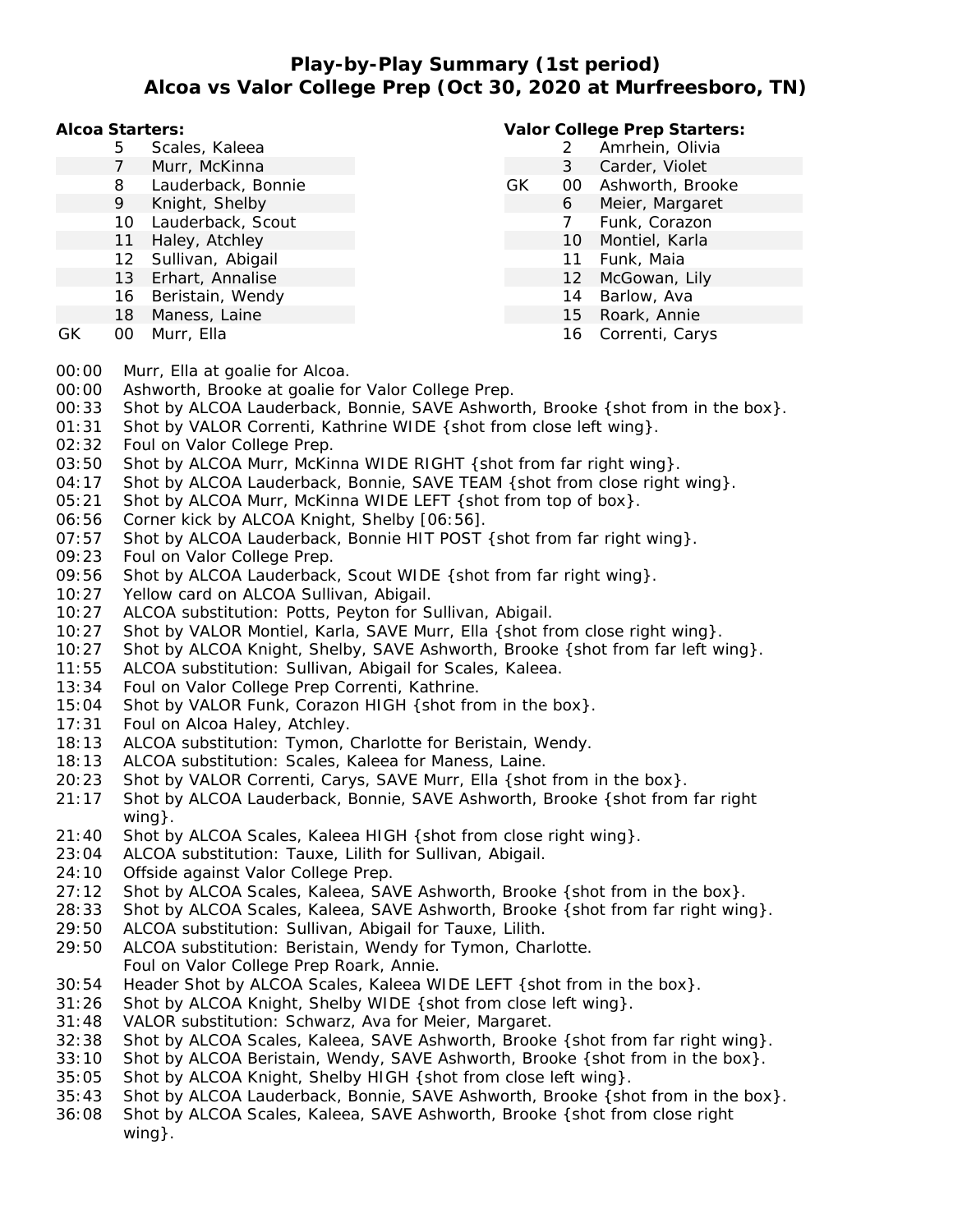# Play-by-Play Summary (1st period)
# Alcoa vs Valor College Prep (Oct 30, 2020 at Murfreesboro, TN)

**Alcoa Starters:**

| | # | Name |
|---|---|---|
| | 5 | Scales, Kaleea |
| | 7 | Murr, McKinna |
| | 8 | Lauderback, Bonnie |
| | 9 | Knight, Shelby |
| | 10 | Lauderback, Scout |
| | 11 | Haley, Atchley |
| | 12 | Sullivan, Abigail |
| | 13 | Erhart, Annalise |
| | 16 | Beristain, Wendy |
| | 18 | Maness, Laine |
| GK | 00 | Murr, Ella |

**Valor College Prep Starters:**

| | # | Name |
|---|---|---|
| | 2 | Amrhein, Olivia |
| | 3 | Carder, Violet |
| GK | 00 | Ashworth, Brooke |
| | 6 | Meier, Margaret |
| | 7 | Funk, Corazon |
| | 10 | Montiel, Karla |
| | 11 | Funk, Maia |
| | 12 | McGowan, Lily |
| | 14 | Barlow, Ava |
| | 15 | Roark, Annie |
| | 16 | Correnti, Carys |

| Time | Play |
|---|---|
| 00:00 | Murr, Ella at goalie for Alcoa. |
| 00:00 | Ashworth, Brooke at goalie for Valor College Prep. |
| 00:33 | Shot by ALCOA Lauderback, Bonnie, SAVE Ashworth, Brooke {shot from in the box}. |
| 01:31 | Shot by VALOR Correnti, Kathrine WIDE {shot from close left wing}. |
| 02:32 | Foul on Valor College Prep. |
| 03:50 | Shot by ALCOA Murr, McKinna WIDE RIGHT {shot from far right wing}. |
| 04:17 | Shot by ALCOA Lauderback, Bonnie, SAVE TEAM {shot from close right wing}. |
| 05:21 | Shot by ALCOA Murr, McKinna WIDE LEFT {shot from top of box}. |
| 06:56 | Corner kick by ALCOA Knight, Shelby [06:56]. |
| 07:57 | Shot by ALCOA Lauderback, Bonnie HIT POST {shot from far right wing}. |
| 09:23 | Foul on Valor College Prep. |
| 09:56 | Shot by ALCOA Lauderback, Scout WIDE {shot from far right wing}. |
| 10:27 | Yellow card on ALCOA Sullivan, Abigail. |
| 10:27 | ALCOA substitution: Potts, Peyton for Sullivan, Abigail. |
| 10:27 | Shot by VALOR Montiel, Karla, SAVE Murr, Ella {shot from close right wing}. |
| 10:27 | Shot by ALCOA Knight, Shelby, SAVE Ashworth, Brooke {shot from far left wing}. |
| 11:55 | ALCOA substitution: Sullivan, Abigail for Scales, Kaleea. |
| 13:34 | Foul on Valor College Prep Correnti, Kathrine. |
| 15:04 | Shot by VALOR Funk, Corazon HIGH {shot from in the box}. |
| 17:31 | Foul on Alcoa Haley, Atchley. |
| 18:13 | ALCOA substitution: Tymon, Charlotte for Beristain, Wendy. |
| 18:13 | ALCOA substitution: Scales, Kaleea for Maness, Laine. |
| 20:23 | Shot by VALOR Correnti, Carys, SAVE Murr, Ella {shot from in the box}. |
| 21:17 | Shot by ALCOA Lauderback, Bonnie, SAVE Ashworth, Brooke {shot from far right wing}. |
| 21:40 | Shot by ALCOA Scales, Kaleea HIGH {shot from close right wing}. |
| 23:04 | ALCOA substitution: Tauxe, Lilith for Sullivan, Abigail. |
| 24:10 | Offside against Valor College Prep. |
| 27:12 | Shot by ALCOA Scales, Kaleea, SAVE Ashworth, Brooke {shot from in the box}. |
| 28:33 | Shot by ALCOA Scales, Kaleea, SAVE Ashworth, Brooke {shot from far right wing}. |
| 29:50 | ALCOA substitution: Sullivan, Abigail for Tauxe, Lilith. |
| 29:50 | ALCOA substitution: Beristain, Wendy for Tymon, Charlotte. Foul on Valor College Prep Roark, Annie. |
| 30:54 | Header Shot by ALCOA Scales, Kaleea WIDE LEFT {shot from in the box}. |
| 31:26 | Shot by ALCOA Knight, Shelby WIDE {shot from close left wing}. |
| 31:48 | VALOR substitution: Schwarz, Ava for Meier, Margaret. |
| 32:38 | Shot by ALCOA Scales, Kaleea, SAVE Ashworth, Brooke {shot from far right wing}. |
| 33:10 | Shot by ALCOA Beristain, Wendy, SAVE Ashworth, Brooke {shot from in the box}. |
| 35:05 | Shot by ALCOA Knight, Shelby HIGH {shot from close left wing}. |
| 35:43 | Shot by ALCOA Lauderback, Bonnie, SAVE Ashworth, Brooke {shot from in the box}. |
| 36:08 | Shot by ALCOA Scales, Kaleea, SAVE Ashworth, Brooke {shot from close right wing}. |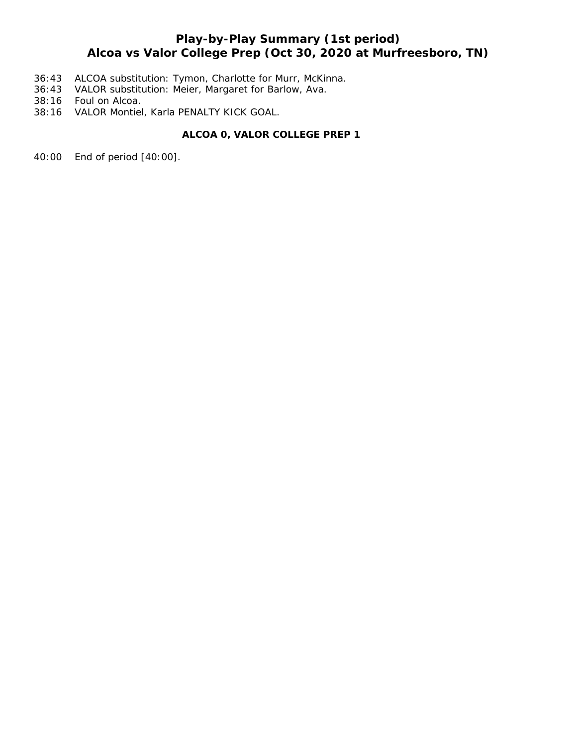# Play-by-Play Summary (1st period)
# Alcoa vs Valor College Prep (Oct 30, 2020 at Murfreesboro, TN)

36:43 ALCOA substitution: Tymon, Charlotte for Murr, McKinna.
36:43 VALOR substitution: Meier, Margaret for Barlow, Ava.
38:16 Foul on Alcoa.
38:16 VALOR Montiel, Karla PENALTY KICK GOAL.

**ALCOA 0, VALOR COLLEGE PREP 1**

40:00 End of period [40:00].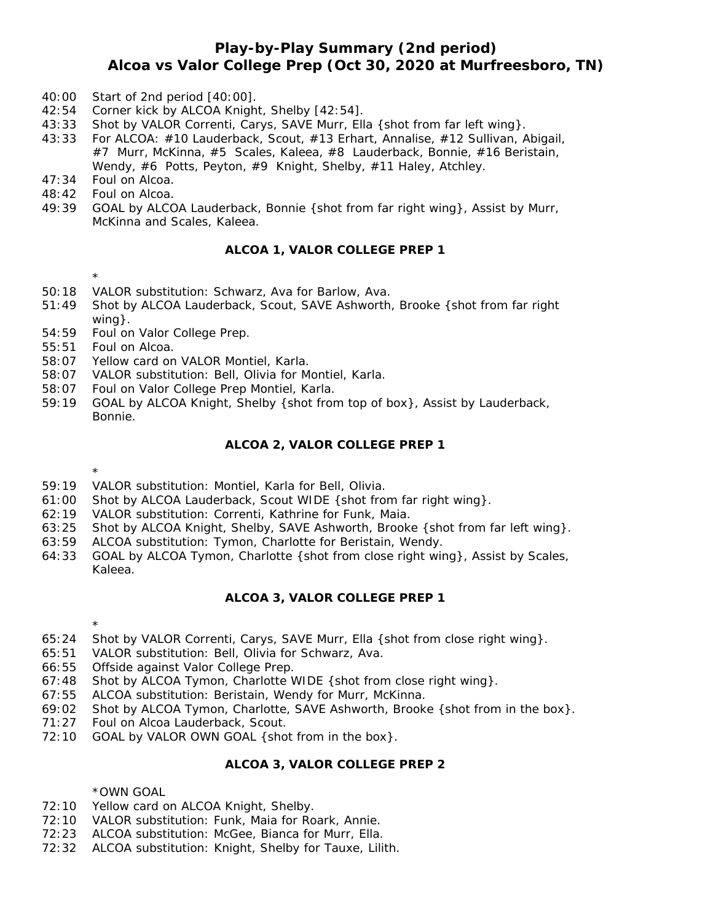# Play-by-Play Summary (2nd period)
# Alcoa vs Valor College Prep (Oct 30, 2020 at Murfreesboro, TN)

- 40:00 Start of 2nd period [40:00].
- 42:54 Corner kick by ALCOA Knight, Shelby [42:54].
- 43:33 Shot by VALOR Correnti, Carys, SAVE Murr, Ella {shot from far left wing}.
- 43:33 For ALCOA: #10 Lauderback, Scout, #13 Erhart, Annalise, #12 Sullivan, Abigail, #7 Murr, McKinna, #5 Scales, Kaleea, #8 Lauderback, Bonnie, #16 Beristain, Wendy, #6 Potts, Peyton, #9 Knight, Shelby, #11 Haley, Atchley.
- 47:34 Foul on Alcoa.
- 48:42 Foul on Alcoa.
- 49:39 GOAL by ALCOA Lauderback, Bonnie {shot from far right wing}, Assist by Murr, McKinna and Scales, Kaleea.

**ALCOA 1, VALOR COLLEGE PREP 1**

*

- 50:18 VALOR substitution: Schwarz, Ava for Barlow, Ava.
- 51:49 Shot by ALCOA Lauderback, Scout, SAVE Ashworth, Brooke {shot from far right wing}.
- 54:59 Foul on Valor College Prep.
- 55:51 Foul on Alcoa.
- 58:07 Yellow card on VALOR Montiel, Karla.
- 58:07 VALOR substitution: Bell, Olivia for Montiel, Karla.
- 58:07 Foul on Valor College Prep Montiel, Karla.
- 59:19 GOAL by ALCOA Knight, Shelby {shot from top of box}, Assist by Lauderback, Bonnie.

**ALCOA 2, VALOR COLLEGE PREP 1**

*

- 59:19 VALOR substitution: Montiel, Karla for Bell, Olivia.
- 61:00 Shot by ALCOA Lauderback, Scout WIDE {shot from far right wing}.
- 62:19 VALOR substitution: Correnti, Kathrine for Funk, Maia.
- 63:25 Shot by ALCOA Knight, Shelby, SAVE Ashworth, Brooke {shot from far left wing}.
- 63:59 ALCOA substitution: Tymon, Charlotte for Beristain, Wendy.
- 64:33 GOAL by ALCOA Tymon, Charlotte {shot from close right wing}, Assist by Scales, Kaleea.

**ALCOA 3, VALOR COLLEGE PREP 1**

*

- 65:24 Shot by VALOR Correnti, Carys, SAVE Murr, Ella {shot from close right wing}.
- 65:51 VALOR substitution: Bell, Olivia for Schwarz, Ava.
- 66:55 Offside against Valor College Prep.
- 67:48 Shot by ALCOA Tymon, Charlotte WIDE {shot from close right wing}.
- 67:55 ALCOA substitution: Beristain, Wendy for Murr, McKinna.
- 69:02 Shot by ALCOA Tymon, Charlotte, SAVE Ashworth, Brooke {shot from in the box}.
- 71:27 Foul on Alcoa Lauderback, Scout.
- 72:10 GOAL by VALOR OWN GOAL {shot from in the box}.

**ALCOA 3, VALOR COLLEGE PREP 2**

*OWN GOAL

- 72:10 Yellow card on ALCOA Knight, Shelby.
- 72:10 VALOR substitution: Funk, Maia for Roark, Annie.
- 72:23 ALCOA substitution: McGee, Bianca for Murr, Ella.
- 72:32 ALCOA substitution: Knight, Shelby for Tauxe, Lilith.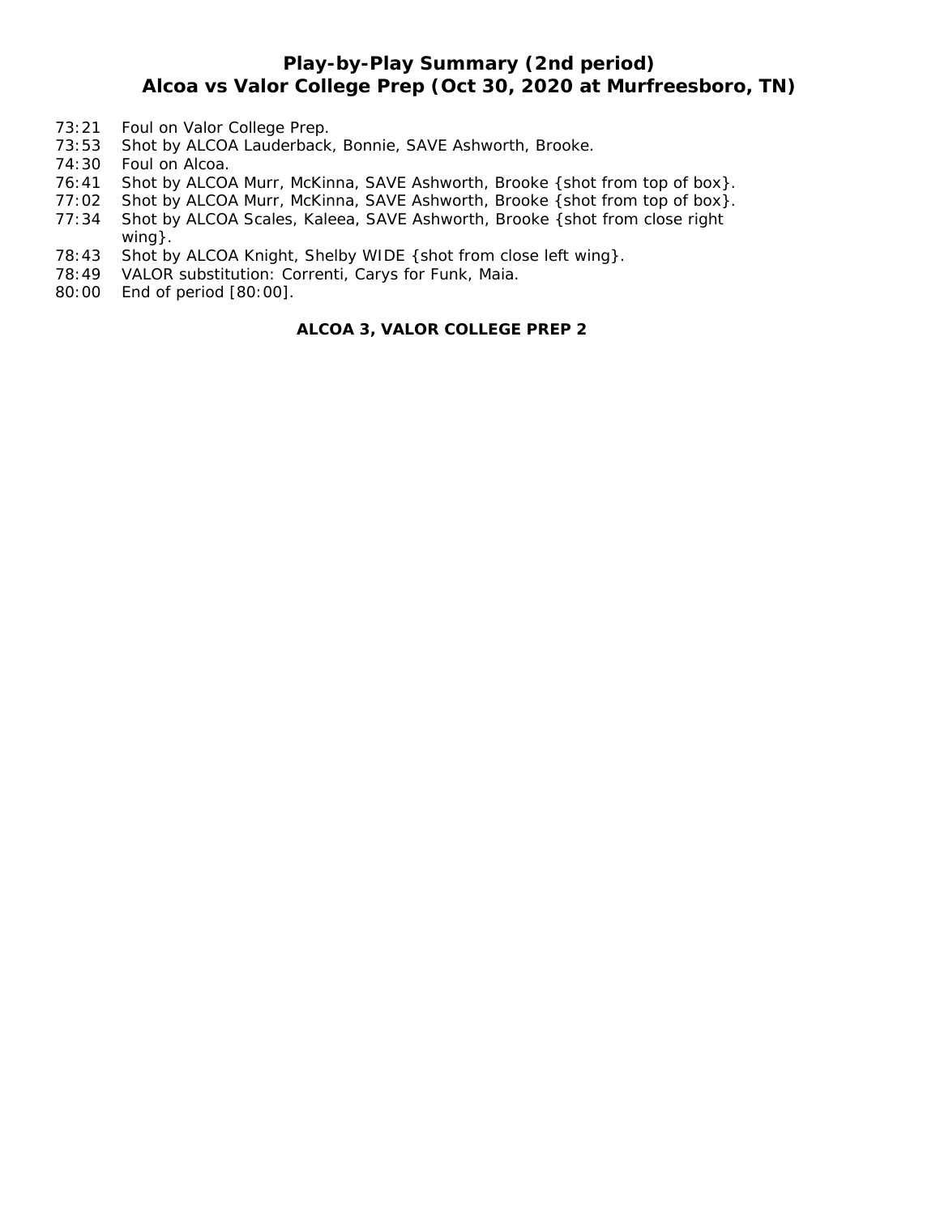# Play-by-Play Summary (2nd period)
# Alcoa vs Valor College Prep (Oct 30, 2020 at Murfreesboro, TN)

- 73:21 Foul on Valor College Prep.
- 73:53 Shot by ALCOA Lauderback, Bonnie, SAVE Ashworth, Brooke.
- 74:30 Foul on Alcoa.
- 76:41 Shot by ALCOA Murr, McKinna, SAVE Ashworth, Brooke {shot from top of box}.
- 77:02 Shot by ALCOA Murr, McKinna, SAVE Ashworth, Brooke {shot from top of box}.
- 77:34 Shot by ALCOA Scales, Kaleea, SAVE Ashworth, Brooke {shot from close right wing}.
- 78:43 Shot by ALCOA Knight, Shelby WIDE {shot from close left wing}.
- 78:49 VALOR substitution: Correnti, Carys for Funk, Maia.
- 80:00 End of period [80:00].

**ALCOA 3, VALOR COLLEGE PREP 2**